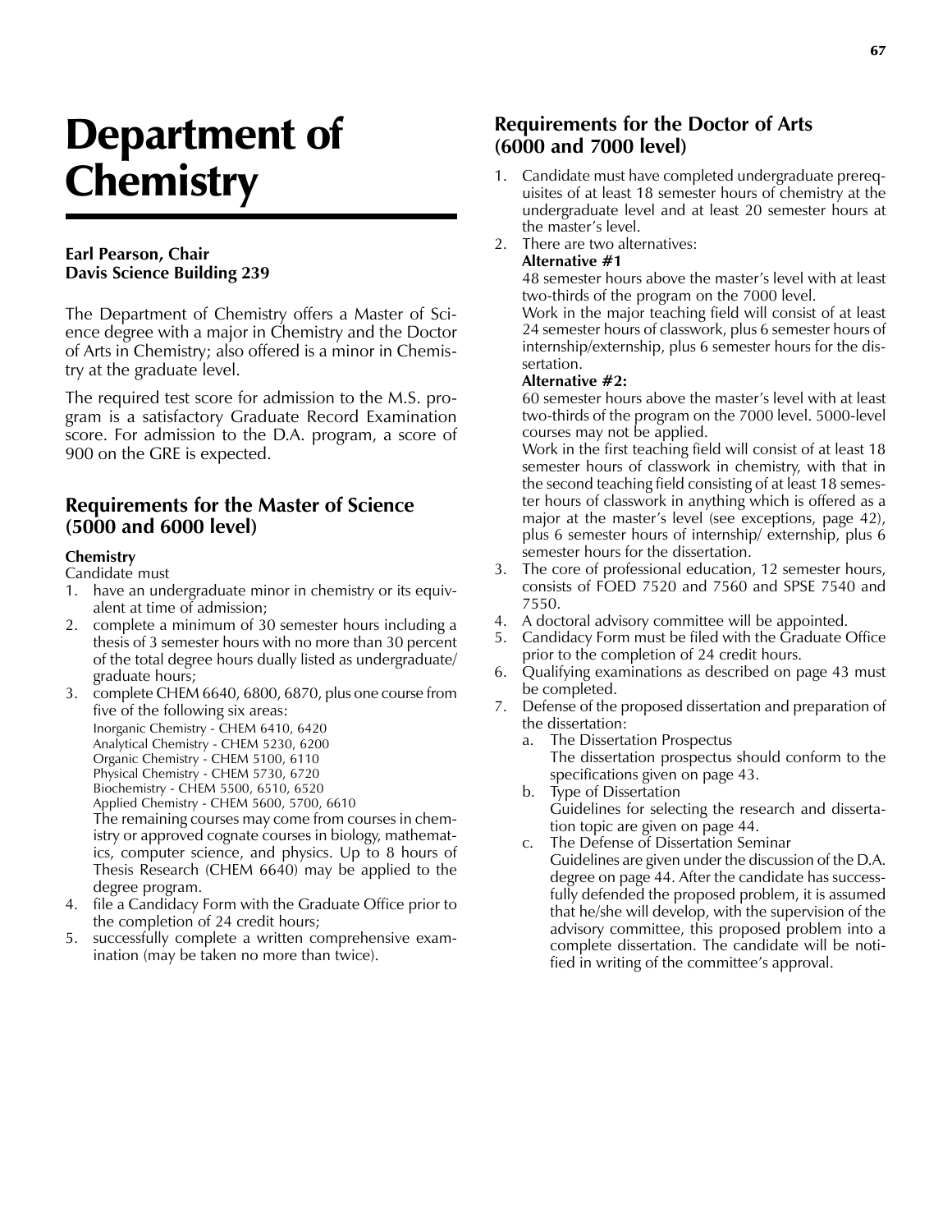# Department of Chemistry

**Earl Pearson, Chair**
**Davis Science Building 239**

The Department of Chemistry offers a Master of Science degree with a major in Chemistry and the Doctor of Arts in Chemistry; also offered is a minor in Chemistry at the graduate level.

The required test score for admission to the M.S. program is a satisfactory Graduate Record Examination score. For admission to the D.A. program, a score of 900 on the GRE is expected.

## Requirements for the Master of Science (5000 and 6000 level)

**Chemistry**

Candidate must

1. have an undergraduate minor in chemistry or its equivalent at time of admission;
2. complete a minimum of 30 semester hours including a thesis of 3 semester hours with no more than 30 percent of the total degree hours dually listed as undergraduate/graduate hours;
3. complete CHEM 6640, 6800, 6870, plus one course from five of the following six areas:
   Inorganic Chemistry - CHEM 6410, 6420
   Analytical Chemistry - CHEM 5230, 6200
   Organic Chemistry - CHEM 5100, 6110
   Physical Chemistry - CHEM 5730, 6720
   Biochemistry - CHEM 5500, 6510, 6520
   Applied Chemistry - CHEM 5600, 5700, 6610
   The remaining courses may come from courses in chemistry or approved cognate courses in biology, mathematics, computer science, and physics. Up to 8 hours of Thesis Research (CHEM 6640) may be applied to the degree program.
4. file a Candidacy Form with the Graduate Office prior to the completion of 24 credit hours;
5. successfully complete a written comprehensive examination (may be taken no more than twice).

## Requirements for the Doctor of Arts (6000 and 7000 level)

1. Candidate must have completed undergraduate prerequisites of at least 18 semester hours of chemistry at the undergraduate level and at least 20 semester hours at the master's level.
2. There are two alternatives:
   **Alternative #1**
   48 semester hours above the master's level with at least two-thirds of the program on the 7000 level.
   Work in the major teaching field will consist of at least 24 semester hours of classwork, plus 6 semester hours of internship/externship, plus 6 semester hours for the dissertation.
   **Alternative #2:**
   60 semester hours above the master's level with at least two-thirds of the program on the 7000 level. 5000-level courses may not be applied.
   Work in the first teaching field will consist of at least 18 semester hours of classwork in chemistry, with that in the second teaching field consisting of at least 18 semester hours of classwork in anything which is offered as a major at the master's level (see exceptions, page 42), plus 6 semester hours of internship/ externship, plus 6 semester hours for the dissertation.
3. The core of professional education, 12 semester hours, consists of FOED 7520 and 7560 and SPSE 7540 and 7550.
4. A doctoral advisory committee will be appointed.
5. Candidacy Form must be filed with the Graduate Office prior to the completion of 24 credit hours.
6. Qualifying examinations as described on page 43 must be completed.
7. Defense of the proposed dissertation and preparation of the dissertation:
   a. The Dissertation Prospectus
      The dissertation prospectus should conform to the specifications given on page 43.
   b. Type of Dissertation
      Guidelines for selecting the research and dissertation topic are given on page 44.
   c. The Defense of Dissertation Seminar
      Guidelines are given under the discussion of the D.A. degree on page 44. After the candidate has successfully defended the proposed problem, it is assumed that he/she will develop, with the supervision of the advisory committee, this proposed problem into a complete dissertation. The candidate will be notified in writing of the committee's approval.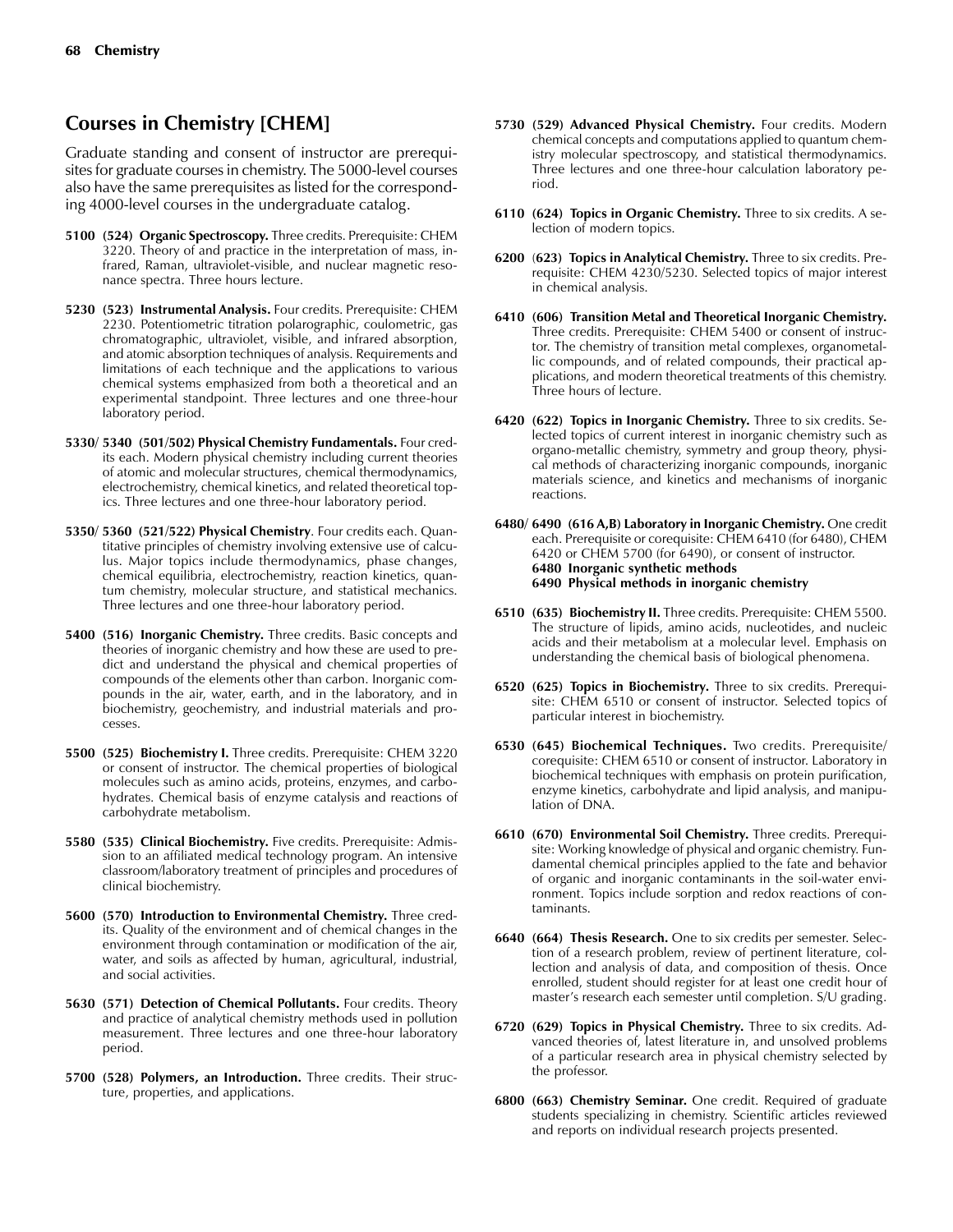## Courses in Chemistry [CHEM]

Graduate standing and consent of instructor are prerequisites for graduate courses in chemistry. The 5000-level courses also have the same prerequisites as listed for the corresponding 4000-level courses in the undergraduate catalog.

**5100 (524) Organic Spectroscopy.** Three credits. Prerequisite: CHEM 3220. Theory of and practice in the interpretation of mass, infrared, Raman, ultraviolet-visible, and nuclear magnetic resonance spectra. Three hours lecture.

**5230 (523) Instrumental Analysis.** Four credits. Prerequisite: CHEM 2230. Potentiometric titration polarographic, coulometric, gas chromatographic, ultraviolet, visible, and infrared absorption, and atomic absorption techniques of analysis. Requirements and limitations of each technique and the applications to various chemical systems emphasized from both a theoretical and an experimental standpoint. Three lectures and one three-hour laboratory period.

**5330/ 5340 (501/502) Physical Chemistry Fundamentals.** Four credits each. Modern physical chemistry including current theories of atomic and molecular structures, chemical thermodynamics, electrochemistry, chemical kinetics, and related theoretical topics. Three lectures and one three-hour laboratory period.

**5350/ 5360 (521/522) Physical Chemistry**. Four credits each. Quantitative principles of chemistry involving extensive use of calculus. Major topics include thermodynamics, phase changes, chemical equilibria, electrochemistry, reaction kinetics, quantum chemistry, molecular structure, and statistical mechanics. Three lectures and one three-hour laboratory period.

**5400 (516) Inorganic Chemistry.** Three credits. Basic concepts and theories of inorganic chemistry and how these are used to predict and understand the physical and chemical properties of compounds of the elements other than carbon. Inorganic compounds in the air, water, earth, and in the laboratory, and in biochemistry, geochemistry, and industrial materials and processes.

**5500 (525) Biochemistry I.** Three credits. Prerequisite: CHEM 3220 or consent of instructor. The chemical properties of biological molecules such as amino acids, proteins, enzymes, and carbohydrates. Chemical basis of enzyme catalysis and reactions of carbohydrate metabolism.

**5580 (535) Clinical Biochemistry.** Five credits. Prerequisite: Admission to an affiliated medical technology program. An intensive classroom/laboratory treatment of principles and procedures of clinical biochemistry.

**5600 (570) Introduction to Environmental Chemistry.** Three credits. Quality of the environment and of chemical changes in the environment through contamination or modification of the air, water, and soils as affected by human, agricultural, industrial, and social activities.

**5630 (571) Detection of Chemical Pollutants.** Four credits. Theory and practice of analytical chemistry methods used in pollution measurement. Three lectures and one three-hour laboratory period.

**5700 (528) Polymers, an Introduction.** Three credits. Their structure, properties, and applications.

**5730 (529) Advanced Physical Chemistry.** Four credits. Modern chemical concepts and computations applied to quantum chemistry molecular spectroscopy, and statistical thermodynamics. Three lectures and one three-hour calculation laboratory period.

**6110 (624) Topics in Organic Chemistry.** Three to six credits. A selection of modern topics.

**6200 (623) Topics in Analytical Chemistry.** Three to six credits. Prerequisite: CHEM 4230/5230. Selected topics of major interest in chemical analysis.

**6410 (606) Transition Metal and Theoretical Inorganic Chemistry.** Three credits. Prerequisite: CHEM 5400 or consent of instructor. The chemistry of transition metal complexes, organometallic compounds, and of related compounds, their practical applications, and modern theoretical treatments of this chemistry. Three hours of lecture.

**6420 (622) Topics in Inorganic Chemistry.** Three to six credits. Selected topics of current interest in inorganic chemistry such as organo-metallic chemistry, symmetry and group theory, physical methods of characterizing inorganic compounds, inorganic materials science, and kinetics and mechanisms of inorganic reactions.

**6480/ 6490 (616 A,B) Laboratory in Inorganic Chemistry.** One credit each. Prerequisite or corequisite: CHEM 6410 (for 6480), CHEM 6420 or CHEM 5700 (for 6490), or consent of instructor.
**6480 Inorganic synthetic methods**
**6490 Physical methods in inorganic chemistry**

**6510 (635) Biochemistry II.** Three credits. Prerequisite: CHEM 5500. The structure of lipids, amino acids, nucleotides, and nucleic acids and their metabolism at a molecular level. Emphasis on understanding the chemical basis of biological phenomena.

**6520 (625) Topics in Biochemistry.** Three to six credits. Prerequisite: CHEM 6510 or consent of instructor. Selected topics of particular interest in biochemistry.

**6530 (645) Biochemical Techniques.** Two credits. Prerequisite/corequisite: CHEM 6510 or consent of instructor. Laboratory in biochemical techniques with emphasis on protein purification, enzyme kinetics, carbohydrate and lipid analysis, and manipulation of DNA.

**6610 (670) Environmental Soil Chemistry.** Three credits. Prerequisite: Working knowledge of physical and organic chemistry. Fundamental chemical principles applied to the fate and behavior of organic and inorganic contaminants in the soil-water environment. Topics include sorption and redox reactions of contaminants.

**6640 (664) Thesis Research.** One to six credits per semester. Selection of a research problem, review of pertinent literature, collection and analysis of data, and composition of thesis. Once enrolled, student should register for at least one credit hour of master's research each semester until completion. S/U grading.

**6720 (629) Topics in Physical Chemistry.** Three to six credits. Advanced theories of, latest literature in, and unsolved problems of a particular research area in physical chemistry selected by the professor.

**6800 (663) Chemistry Seminar.** One credit. Required of graduate students specializing in chemistry. Scientific articles reviewed and reports on individual research projects presented.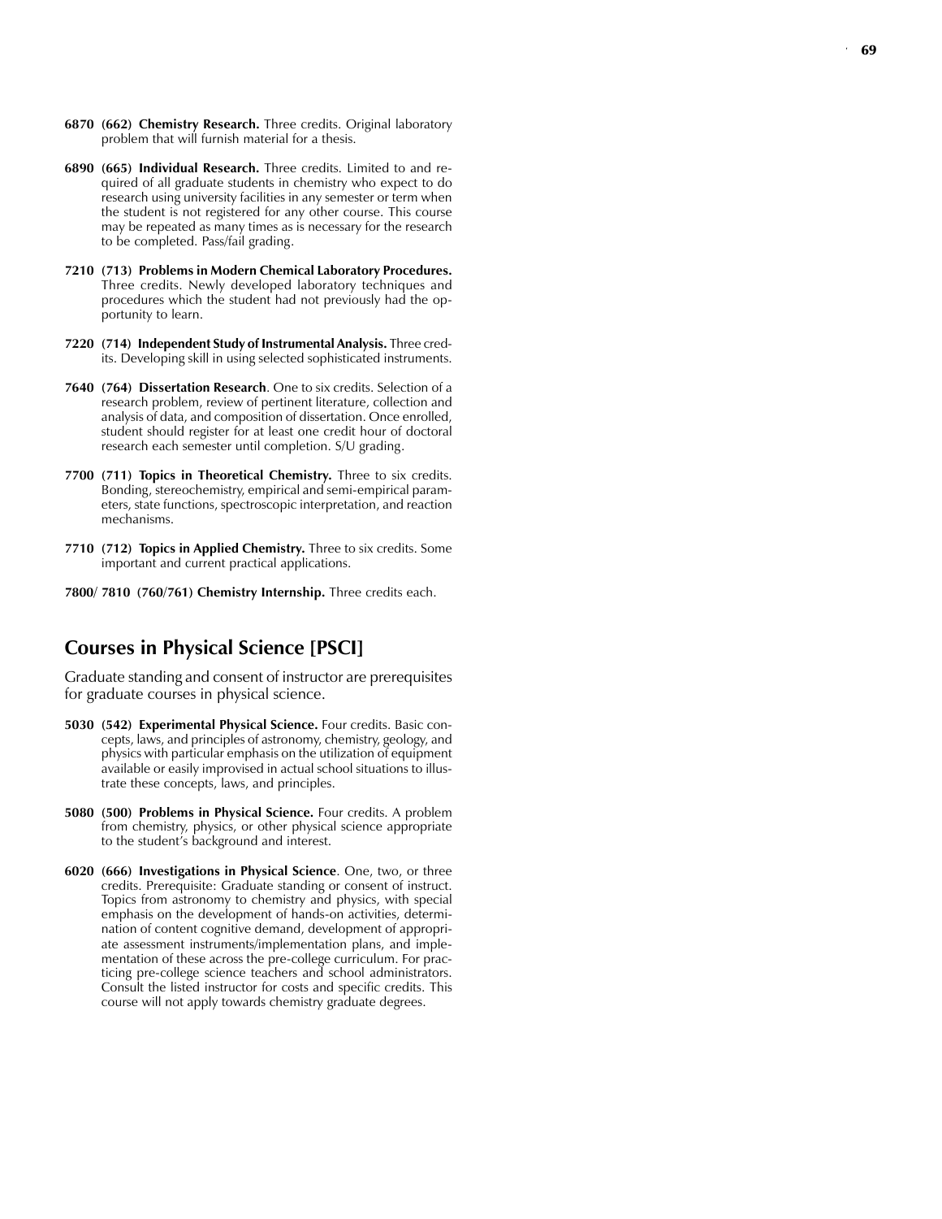**6870 (662) Chemistry Research.** Three credits. Original laboratory problem that will furnish material for a thesis.

**6890 (665) Individual Research.** Three credits. Limited to and required of all graduate students in chemistry who expect to do research using university facilities in any semester or term when the student is not registered for any other course. This course may be repeated as many times as is necessary for the research to be completed. Pass/fail grading.

**7210 (713) Problems in Modern Chemical Laboratory Procedures.** Three credits. Newly developed laboratory techniques and procedures which the student had not previously had the opportunity to learn.

**7220 (714) Independent Study of Instrumental Analysis.** Three credits. Developing skill in using selected sophisticated instruments.

**7640 (764) Dissertation Research**. One to six credits. Selection of a research problem, review of pertinent literature, collection and analysis of data, and composition of dissertation. Once enrolled, student should register for at least one credit hour of doctoral research each semester until completion. S/U grading.

**7700 (711) Topics in Theoretical Chemistry.** Three to six credits. Bonding, stereochemistry, empirical and semi-empirical parameters, state functions, spectroscopic interpretation, and reaction mechanisms.

**7710 (712) Topics in Applied Chemistry.** Three to six credits. Some important and current practical applications.

**7800/ 7810 (760/761) Chemistry Internship.** Three credits each.

## Courses in Physical Science [PSCI]

Graduate standing and consent of instructor are prerequisites for graduate courses in physical science.

**5030 (542) Experimental Physical Science.** Four credits. Basic concepts, laws, and principles of astronomy, chemistry, geology, and physics with particular emphasis on the utilization of equipment available or easily improvised in actual school situations to illustrate these concepts, laws, and principles.

**5080 (500) Problems in Physical Science.** Four credits. A problem from chemistry, physics, or other physical science appropriate to the student's background and interest.

**6020 (666) Investigations in Physical Science**. One, two, or three credits. Prerequisite: Graduate standing or consent of instruct. Topics from astronomy to chemistry and physics, with special emphasis on the development of hands-on activities, determination of content cognitive demand, development of appropriate assessment instruments/implementation plans, and implementation of these across the pre-college curriculum. For practicing pre-college science teachers and school administrators. Consult the listed instructor for costs and specific credits. This course will not apply towards chemistry graduate degrees.